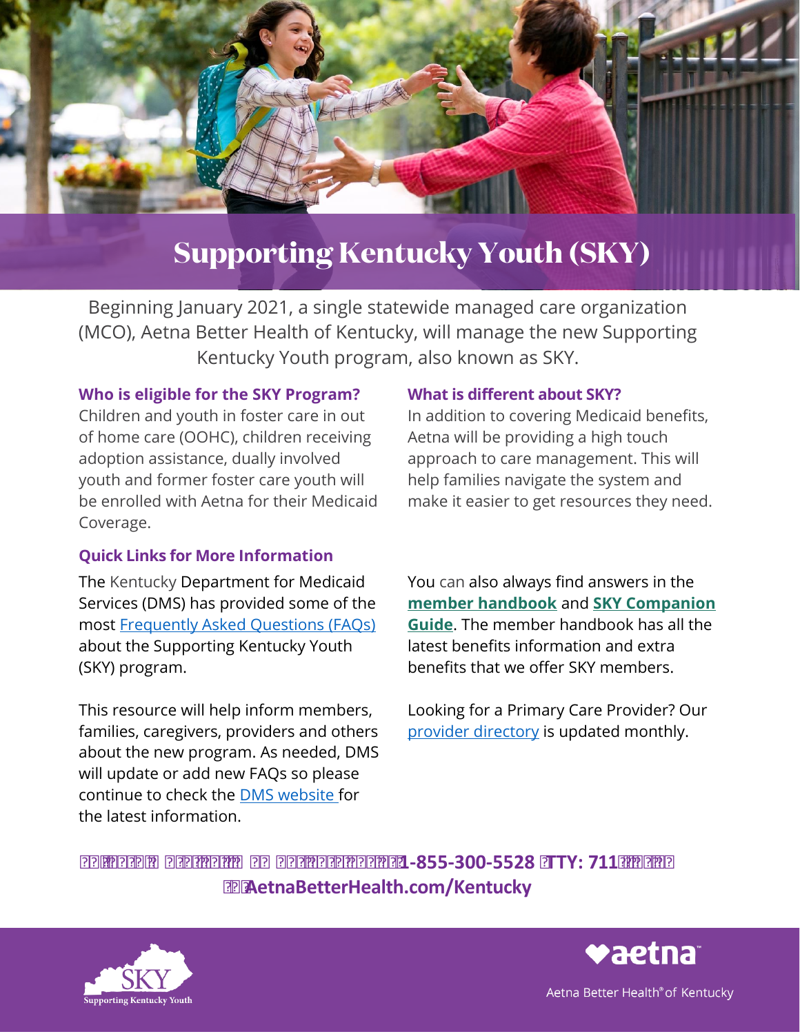# Supporting Kentucky Youth (SKY)

Beginning January 2021, a single statewide managed care organization (MCO), Aetna Better Health of Kentucky, will manage the new Supporting Kentucky Youth program, also known as SKY.

### Who is eligible for the SKY Program?

Children and youth in foster care in out of home care (OOHC), children receiving adoption assistance, dually involved youth and former foster care youth will be enrolled with Aetna for their Medicaid Coverage.

### What is different about SKY?

In addition to covering Medicaid benefits, Aetna will be providing a high touch approach to care management. This will help families navigate the system and make it easier to get resources they need.

### Quick Links for More Information

The Kentucky Department for Medicaid Services (DMS) has provided some of the most [Frequently Asked Questions (FAQs)] about the Supporting Kentucky Youth (SKY) program.

This resource will help inform members, families, caregivers, providers and others about the new program. As needed, DMS will update or add new FAQs so please continue to check the [DMS website] for the latest information.

You can also always find answers in the **member handbook** and **SKY Companion Guide**. The member handbook has all the latest benefits information and extra benefits that we offer SKY members.

Looking for a Primary Care Provider? Our [provider directory] is updated monthly.

**1-855-300-5528 TTY: 711**

**AetnaBetterHealth.com/Kentucky**

SKY Supporting Kentucky Youth

aetna

Aetna Better Health® of Kentucky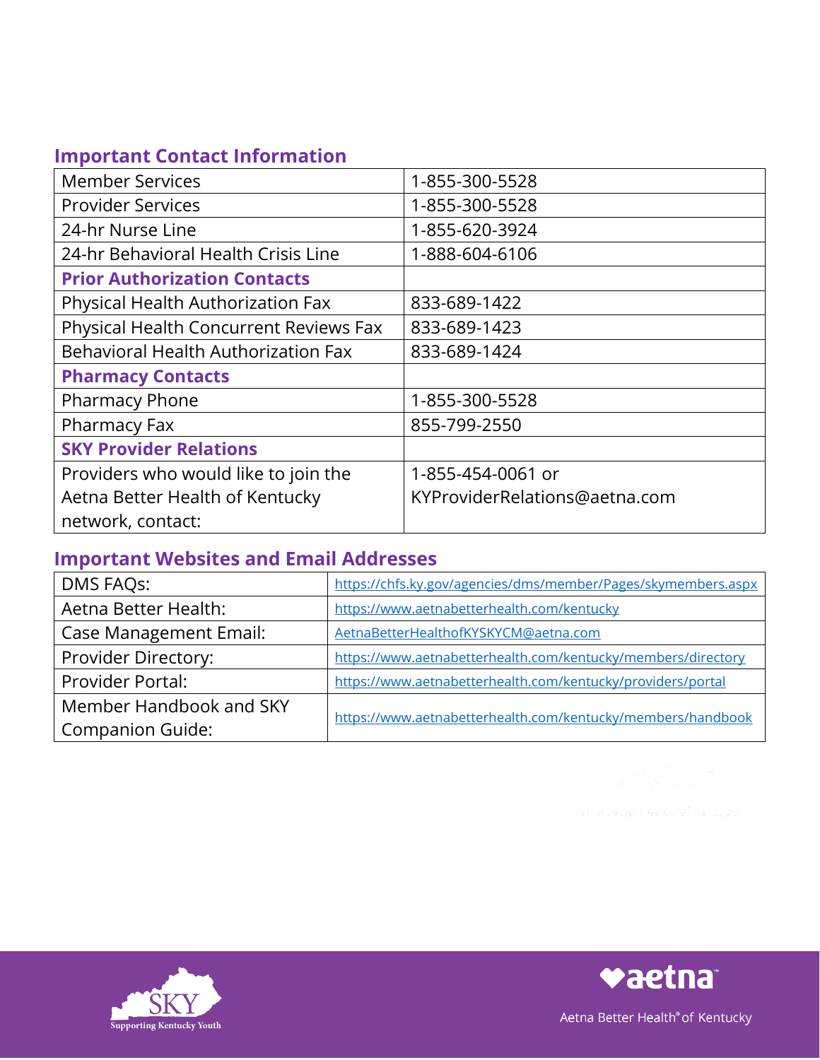## Important Contact Information

| | |
|---|---|
| Member Services | 1-855-300-5528 |
| Provider Services | 1-855-300-5528 |
| 24-hr Nurse Line | 1-855-620-3924 |
| 24-hr Behavioral Health Crisis Line | 1-888-604-6106 |
| **Prior Authorization Contacts** | |
| Physical Health Authorization Fax | 833-689-1422 |
| Physical Health Concurrent Reviews Fax | 833-689-1423 |
| Behavioral Health Authorization Fax | 833-689-1424 |
| **Pharmacy Contacts** | |
| Pharmacy Phone | 1-855-300-5528 |
| Pharmacy Fax | 855-799-2550 |
| **SKY Provider Relations** | |
| Providers who would like to join the Aetna Better Health of Kentucky network, contact: | 1-855-454-0061 or KYProviderRelations@aetna.com |

## Important Websites and Email Addresses

| | |
|---|---|
| DMS FAQs: | https://chfs.ky.gov/agencies/dms/member/Pages/skymembers.aspx |
| Aetna Better Health: | https://www.aetnabetterhealth.com/kentucky |
| Case Management Email: | AetnaBetterHealthofKYSKYCM@aetna.com |
| Provider Directory: | https://www.aetnabetterhealth.com/kentucky/members/directory |
| Provider Portal: | https://www.aetnabetterhealth.com/kentucky/providers/portal |
| Member Handbook and SKY Companion Guide: | https://www.aetnabetterhealth.com/kentucky/members/handbook |

SKY Supporting Kentucky Youth

aetna

Aetna Better Health® of Kentucky